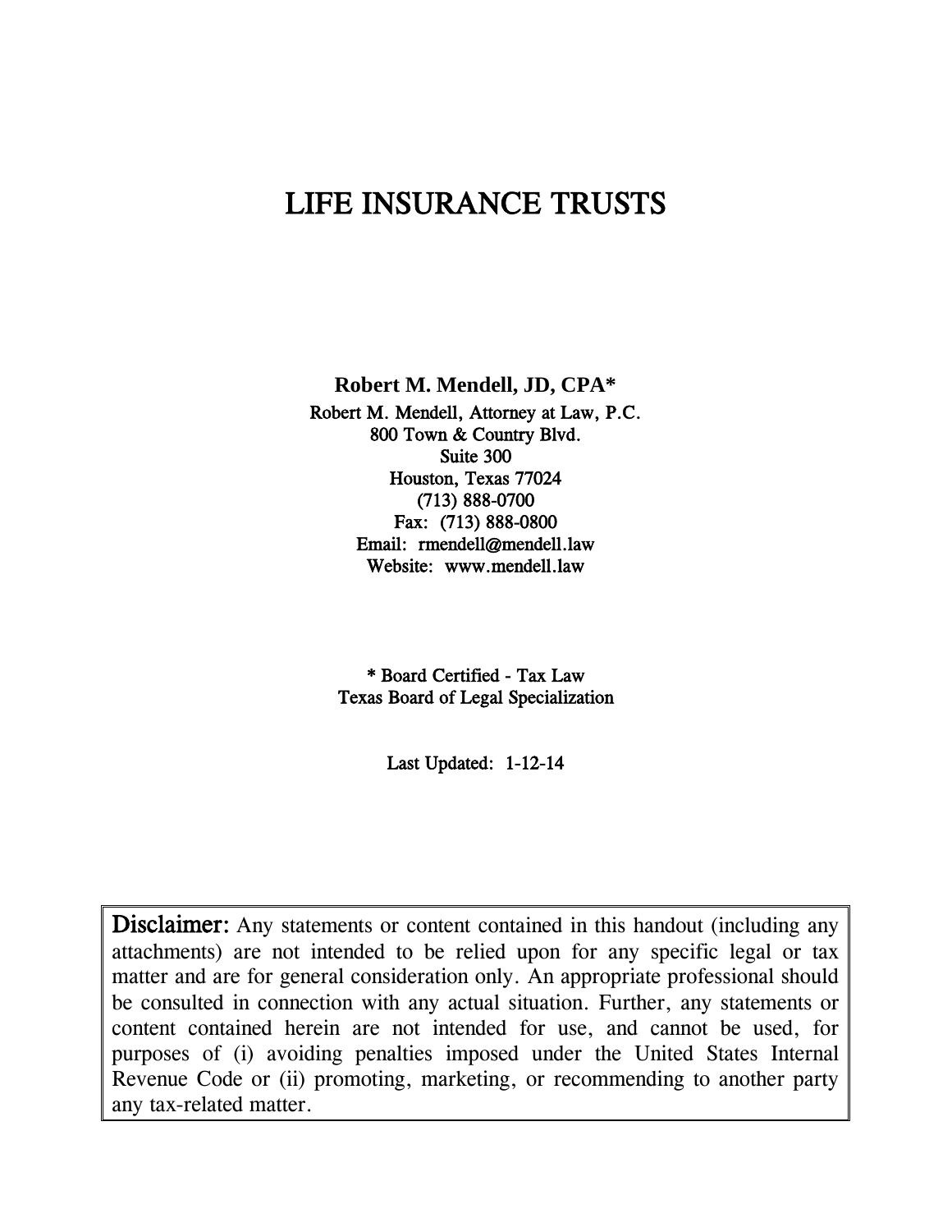# LIFE INSURANCE TRUSTS

**Robert M. Mendell, JD, CPA***

Robert M. Mendell, Attorney at Law, P.C.
800 Town & Country Blvd.
Suite 300
Houston, Texas 77024
(713) 888-0700
Fax: (713) 888-0800
Email: rmendell@mendell.law
Website: www.mendell.law

* Board Certified - Tax Law
Texas Board of Legal Specialization

Last Updated: 1-12-14

**Disclaimer:** Any statements or content contained in this handout (including any attachments) are not intended to be relied upon for any specific legal or tax matter and are for general consideration only. An appropriate professional should be consulted in connection with any actual situation. Further, any statements or content contained herein are not intended for use, and cannot be used, for purposes of (i) avoiding penalties imposed under the United States Internal Revenue Code or (ii) promoting, marketing, or recommending to another party any tax-related matter.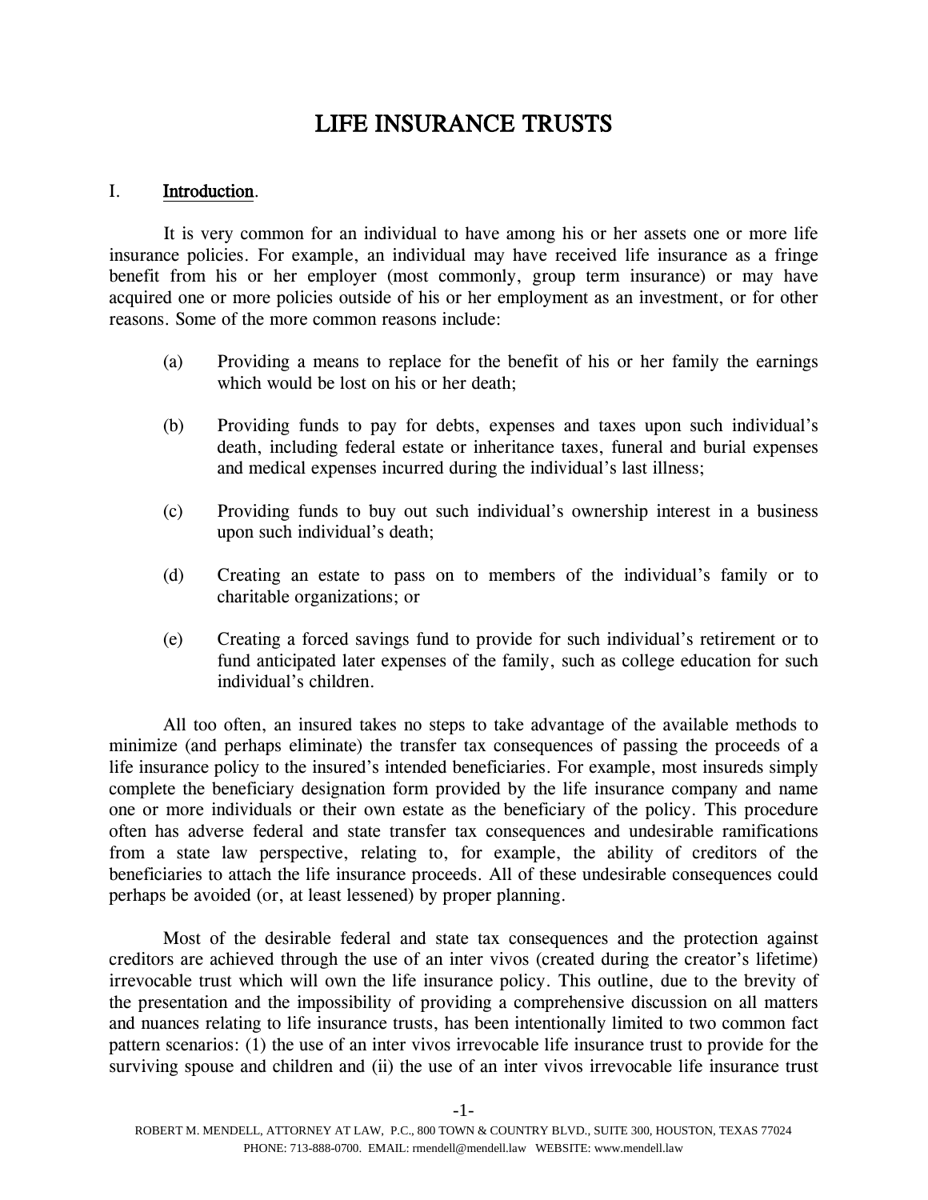# LIFE INSURANCE TRUSTS

## I. Introduction.

It is very common for an individual to have among his or her assets one or more life insurance policies. For example, an individual may have received life insurance as a fringe benefit from his or her employer (most commonly, group term insurance) or may have acquired one or more policies outside of his or her employment as an investment, or for other reasons. Some of the more common reasons include:

(a) Providing a means to replace for the benefit of his or her family the earnings which would be lost on his or her death;

(b) Providing funds to pay for debts, expenses and taxes upon such individual's death, including federal estate or inheritance taxes, funeral and burial expenses and medical expenses incurred during the individual's last illness;

(c) Providing funds to buy out such individual's ownership interest in a business upon such individual's death;

(d) Creating an estate to pass on to members of the individual's family or to charitable organizations; or

(e) Creating a forced savings fund to provide for such individual's retirement or to fund anticipated later expenses of the family, such as college education for such individual's children.

All too often, an insured takes no steps to take advantage of the available methods to minimize (and perhaps eliminate) the transfer tax consequences of passing the proceeds of a life insurance policy to the insured's intended beneficiaries. For example, most insureds simply complete the beneficiary designation form provided by the life insurance company and name one or more individuals or their own estate as the beneficiary of the policy. This procedure often has adverse federal and state transfer tax consequences and undesirable ramifications from a state law perspective, relating to, for example, the ability of creditors of the beneficiaries to attach the life insurance proceeds. All of these undesirable consequences could perhaps be avoided (or, at least lessened) by proper planning.

Most of the desirable federal and state tax consequences and the protection against creditors are achieved through the use of an inter vivos (created during the creator's lifetime) irrevocable trust which will own the life insurance policy. This outline, due to the brevity of the presentation and the impossibility of providing a comprehensive discussion on all matters and nuances relating to life insurance trusts, has been intentionally limited to two common fact pattern scenarios: (1) the use of an inter vivos irrevocable life insurance trust to provide for the surviving spouse and children and (ii) the use of an inter vivos irrevocable life insurance trust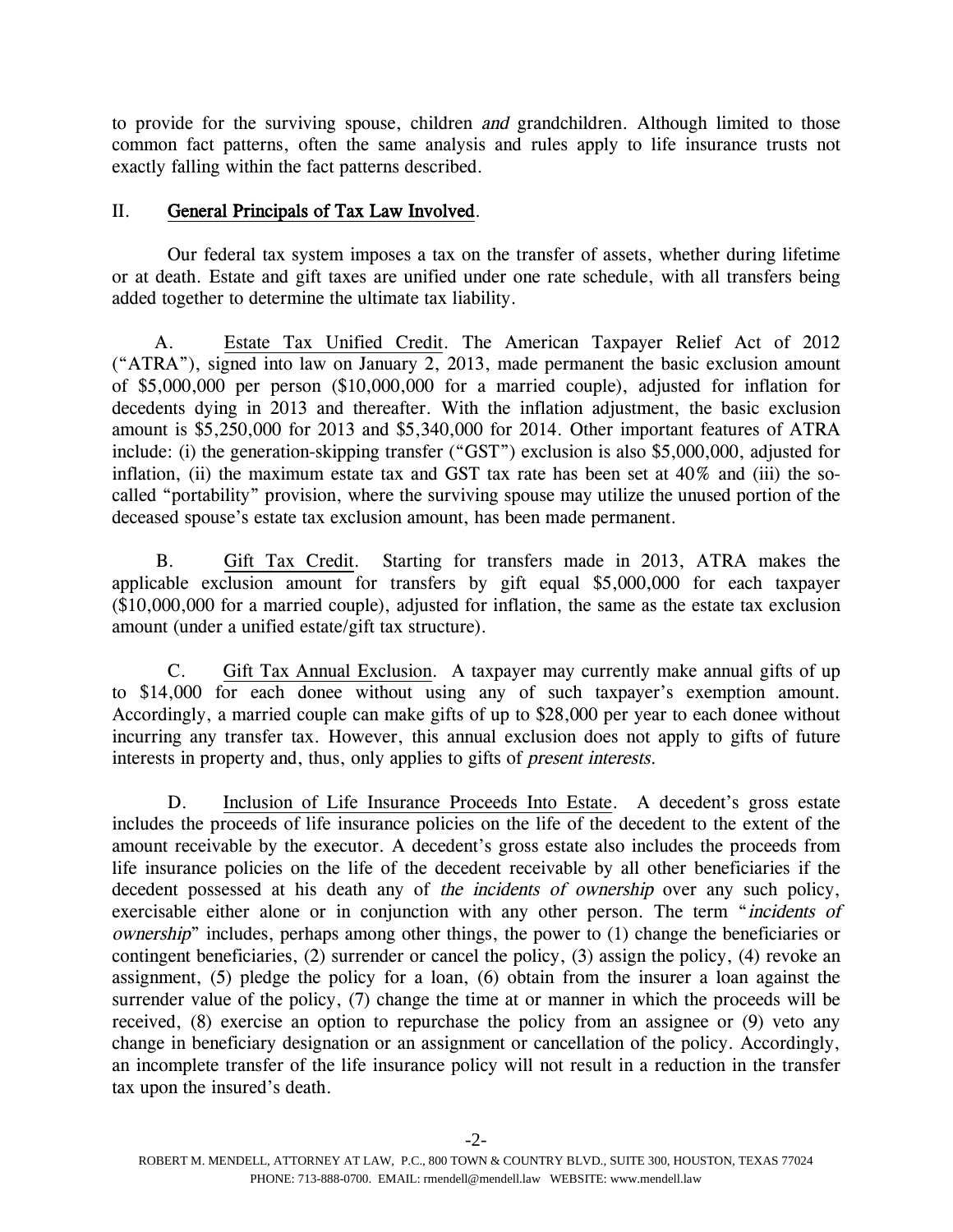to provide for the surviving spouse, children *and* grandchildren. Although limited to those common fact patterns, often the same analysis and rules apply to life insurance trusts not exactly falling within the fact patterns described.

## II. General Principals of Tax Law Involved.

Our federal tax system imposes a tax on the transfer of assets, whether during lifetime or at death. Estate and gift taxes are unified under one rate schedule, with all transfers being added together to determine the ultimate tax liability.

A. Estate Tax Unified Credit. The American Taxpayer Relief Act of 2012 ("ATRA"), signed into law on January 2, 2013, made permanent the basic exclusion amount of $5,000,000 per person ($10,000,000 for a married couple), adjusted for inflation for decedents dying in 2013 and thereafter. With the inflation adjustment, the basic exclusion amount is $5,250,000 for 2013 and $5,340,000 for 2014. Other important features of ATRA include: (i) the generation-skipping transfer ("GST") exclusion is also $5,000,000, adjusted for inflation, (ii) the maximum estate tax and GST tax rate has been set at 40% and (iii) the so-called "portability" provision, where the surviving spouse may utilize the unused portion of the deceased spouse's estate tax exclusion amount, has been made permanent.

B. Gift Tax Credit. Starting for transfers made in 2013, ATRA makes the applicable exclusion amount for transfers by gift equal $5,000,000 for each taxpayer ($10,000,000 for a married couple), adjusted for inflation, the same as the estate tax exclusion amount (under a unified estate/gift tax structure).

C. Gift Tax Annual Exclusion. A taxpayer may currently make annual gifts of up to $14,000 for each donee without using any of such taxpayer's exemption amount. Accordingly, a married couple can make gifts of up to $28,000 per year to each donee without incurring any transfer tax. However, this annual exclusion does not apply to gifts of future interests in property and, thus, only applies to gifts of *present interests*.

D. Inclusion of Life Insurance Proceeds Into Estate. A decedent's gross estate includes the proceeds of life insurance policies on the life of the decedent to the extent of the amount receivable by the executor. A decedent's gross estate also includes the proceeds from life insurance policies on the life of the decedent receivable by all other beneficiaries if the decedent possessed at his death any of *the incidents of ownership* over any such policy, exercisable either alone or in conjunction with any other person. The term "*incidents of ownership*" includes, perhaps among other things, the power to (1) change the beneficiaries or contingent beneficiaries, (2) surrender or cancel the policy, (3) assign the policy, (4) revoke an assignment, (5) pledge the policy for a loan, (6) obtain from the insurer a loan against the surrender value of the policy, (7) change the time at or manner in which the proceeds will be received, (8) exercise an option to repurchase the policy from an assignee or (9) veto any change in beneficiary designation or an assignment or cancellation of the policy. Accordingly, an incomplete transfer of the life insurance policy will not result in a reduction in the transfer tax upon the insured's death.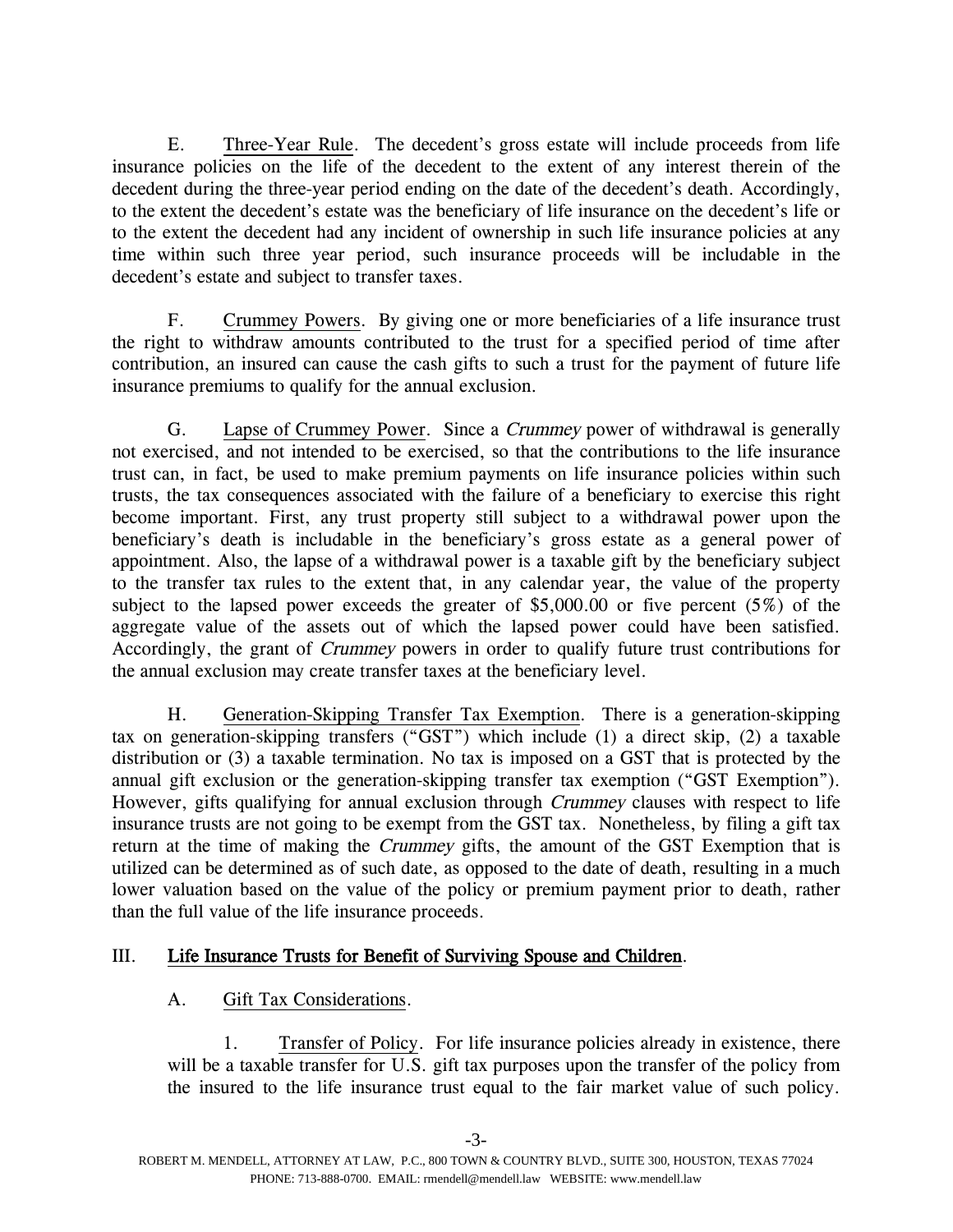E. <u>Three-Year Rule</u>. The decedent's gross estate will include proceeds from life insurance policies on the life of the decedent to the extent of any interest therein of the decedent during the three-year period ending on the date of the decedent's death. Accordingly, to the extent the decedent's estate was the beneficiary of life insurance on the decedent's life or to the extent the decedent had any incident of ownership in such life insurance policies at any time within such three year period, such insurance proceeds will be includable in the decedent's estate and subject to transfer taxes.

F. <u>Crummey Powers</u>. By giving one or more beneficiaries of a life insurance trust the right to withdraw amounts contributed to the trust for a specified period of time after contribution, an insured can cause the cash gifts to such a trust for the payment of future life insurance premiums to qualify for the annual exclusion.

G. <u>Lapse of Crummey Power</u>. Since a *Crummey* power of withdrawal is generally not exercised, and not intended to be exercised, so that the contributions to the life insurance trust can, in fact, be used to make premium payments on life insurance policies within such trusts, the tax consequences associated with the failure of a beneficiary to exercise this right become important. First, any trust property still subject to a withdrawal power upon the beneficiary's death is includable in the beneficiary's gross estate as a general power of appointment. Also, the lapse of a withdrawal power is a taxable gift by the beneficiary subject to the transfer tax rules to the extent that, in any calendar year, the value of the property subject to the lapsed power exceeds the greater of $5,000.00 or five percent (5%) of the aggregate value of the assets out of which the lapsed power could have been satisfied. Accordingly, the grant of *Crummey* powers in order to qualify future trust contributions for the annual exclusion may create transfer taxes at the beneficiary level.

H. <u>Generation-Skipping Transfer Tax Exemption</u>. There is a generation-skipping tax on generation-skipping transfers ("GST") which include (1) a direct skip, (2) a taxable distribution or (3) a taxable termination. No tax is imposed on a GST that is protected by the annual gift exclusion or the generation-skipping transfer tax exemption ("GST Exemption"). However, gifts qualifying for annual exclusion through *Crummey* clauses with respect to life insurance trusts are not going to be exempt from the GST tax. Nonetheless, by filing a gift tax return at the time of making the *Crummey* gifts, the amount of the GST Exemption that is utilized can be determined as of such date, as opposed to the date of death, resulting in a much lower valuation based on the value of the policy or premium payment prior to death, rather than the full value of the life insurance proceeds.

## III. <u>Life Insurance Trusts for Benefit of Surviving Spouse and Children</u>.

### A. <u>Gift Tax Considerations</u>.

1. <u>Transfer of Policy</u>. For life insurance policies already in existence, there will be a taxable transfer for U.S. gift tax purposes upon the transfer of the policy from the insured to the life insurance trust equal to the fair market value of such policy.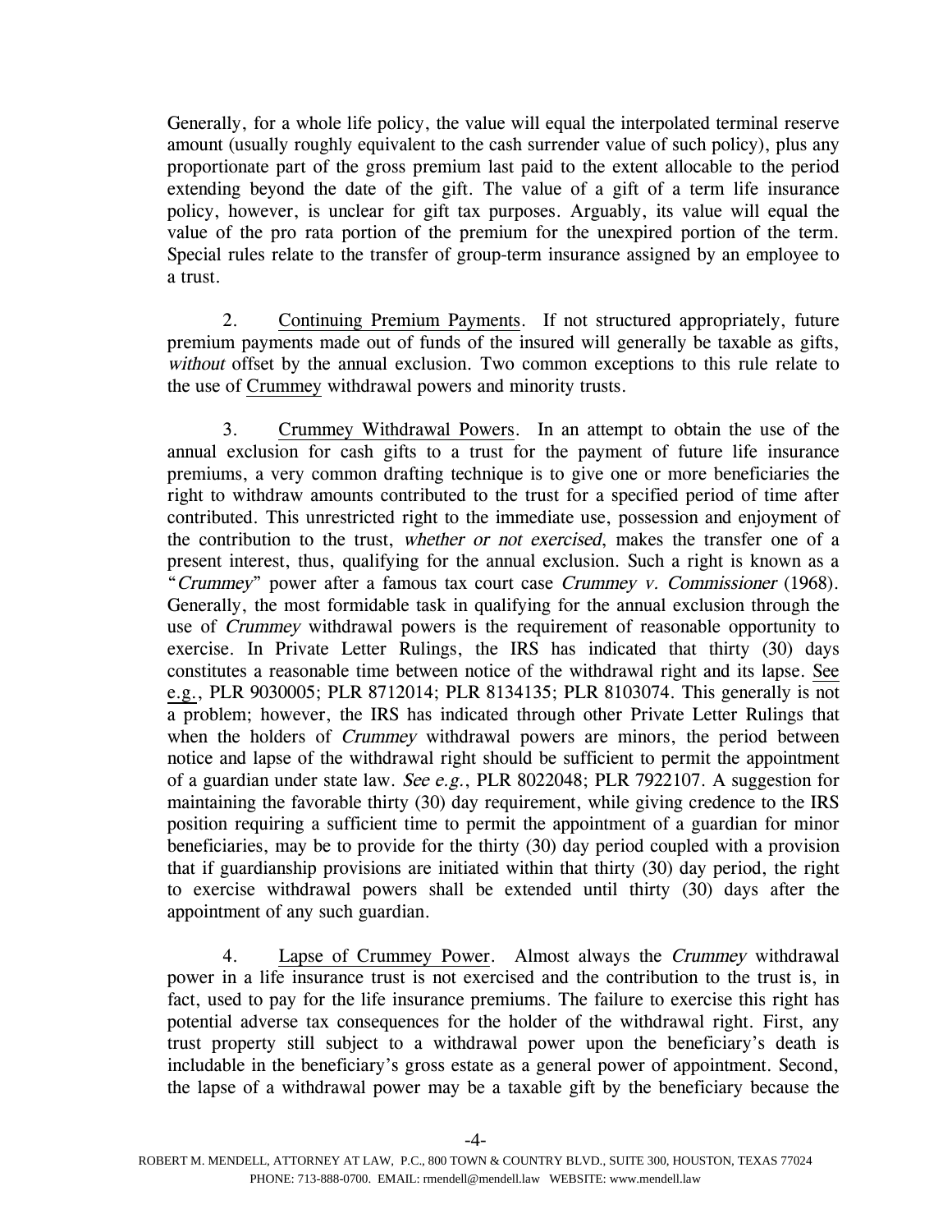Generally, for a whole life policy, the value will equal the interpolated terminal reserve amount (usually roughly equivalent to the cash surrender value of such policy), plus any proportionate part of the gross premium last paid to the extent allocable to the period extending beyond the date of the gift. The value of a gift of a term life insurance policy, however, is unclear for gift tax purposes. Arguably, its value will equal the value of the pro rata portion of the premium for the unexpired portion of the term. Special rules relate to the transfer of group-term insurance assigned by an employee to a trust.

2. Continuing Premium Payments. If not structured appropriately, future premium payments made out of funds of the insured will generally be taxable as gifts, *without* offset by the annual exclusion. Two common exceptions to this rule relate to the use of Crummey withdrawal powers and minority trusts.

3. Crummey Withdrawal Powers. In an attempt to obtain the use of the annual exclusion for cash gifts to a trust for the payment of future life insurance premiums, a very common drafting technique is to give one or more beneficiaries the right to withdraw amounts contributed to the trust for a specified period of time after contributed. This unrestricted right to the immediate use, possession and enjoyment of the contribution to the trust, *whether or not exercised*, makes the transfer one of a present interest, thus, qualifying for the annual exclusion. Such a right is known as a "*Crummey*" power after a famous tax court case *Crummey v. Commissioner* (1968). Generally, the most formidable task in qualifying for the annual exclusion through the use of *Crummey* withdrawal powers is the requirement of reasonable opportunity to exercise. In Private Letter Rulings, the IRS has indicated that thirty (30) days constitutes a reasonable time between notice of the withdrawal right and its lapse. See e.g., PLR 9030005; PLR 8712014; PLR 8134135; PLR 8103074. This generally is not a problem; however, the IRS has indicated through other Private Letter Rulings that when the holders of *Crummey* withdrawal powers are minors, the period between notice and lapse of the withdrawal right should be sufficient to permit the appointment of a guardian under state law. *See e.g.*, PLR 8022048; PLR 7922107. A suggestion for maintaining the favorable thirty (30) day requirement, while giving credence to the IRS position requiring a sufficient time to permit the appointment of a guardian for minor beneficiaries, may be to provide for the thirty (30) day period coupled with a provision that if guardianship provisions are initiated within that thirty (30) day period, the right to exercise withdrawal powers shall be extended until thirty (30) days after the appointment of any such guardian.

4. Lapse of Crummey Power. Almost always the *Crummey* withdrawal power in a life insurance trust is not exercised and the contribution to the trust is, in fact, used to pay for the life insurance premiums. The failure to exercise this right has potential adverse tax consequences for the holder of the withdrawal right. First, any trust property still subject to a withdrawal power upon the beneficiary's death is includable in the beneficiary's gross estate as a general power of appointment. Second, the lapse of a withdrawal power may be a taxable gift by the beneficiary because the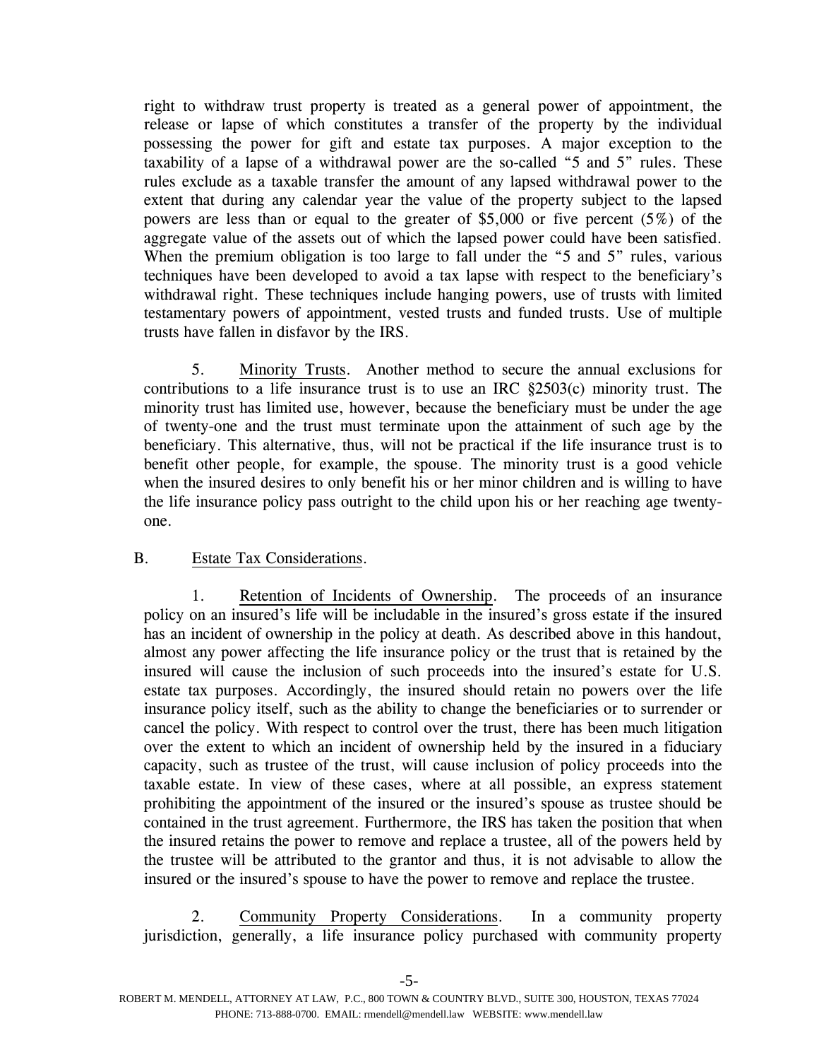right to withdraw trust property is treated as a general power of appointment, the release or lapse of which constitutes a transfer of the property by the individual possessing the power for gift and estate tax purposes. A major exception to the taxability of a lapse of a withdrawal power are the so-called "5 and 5" rules. These rules exclude as a taxable transfer the amount of any lapsed withdrawal power to the extent that during any calendar year the value of the property subject to the lapsed powers are less than or equal to the greater of $5,000 or five percent (5%) of the aggregate value of the assets out of which the lapsed power could have been satisfied. When the premium obligation is too large to fall under the "5 and 5" rules, various techniques have been developed to avoid a tax lapse with respect to the beneficiary's withdrawal right. These techniques include hanging powers, use of trusts with limited testamentary powers of appointment, vested trusts and funded trusts. Use of multiple trusts have fallen in disfavor by the IRS.

5. Minority Trusts. Another method to secure the annual exclusions for contributions to a life insurance trust is to use an IRC §2503(c) minority trust. The minority trust has limited use, however, because the beneficiary must be under the age of twenty-one and the trust must terminate upon the attainment of such age by the beneficiary. This alternative, thus, will not be practical if the life insurance trust is to benefit other people, for example, the spouse. The minority trust is a good vehicle when the insured desires to only benefit his or her minor children and is willing to have the life insurance policy pass outright to the child upon his or her reaching age twenty-one.

## B. Estate Tax Considerations.

1. Retention of Incidents of Ownership. The proceeds of an insurance policy on an insured's life will be includable in the insured's gross estate if the insured has an incident of ownership in the policy at death. As described above in this handout, almost any power affecting the life insurance policy or the trust that is retained by the insured will cause the inclusion of such proceeds into the insured's estate for U.S. estate tax purposes. Accordingly, the insured should retain no powers over the life insurance policy itself, such as the ability to change the beneficiaries or to surrender or cancel the policy. With respect to control over the trust, there has been much litigation over the extent to which an incident of ownership held by the insured in a fiduciary capacity, such as trustee of the trust, will cause inclusion of policy proceeds into the taxable estate. In view of these cases, where at all possible, an express statement prohibiting the appointment of the insured or the insured's spouse as trustee should be contained in the trust agreement. Furthermore, the IRS has taken the position that when the insured retains the power to remove and replace a trustee, all of the powers held by the trustee will be attributed to the grantor and thus, it is not advisable to allow the insured or the insured's spouse to have the power to remove and replace the trustee.

2. Community Property Considerations. In a community property jurisdiction, generally, a life insurance policy purchased with community property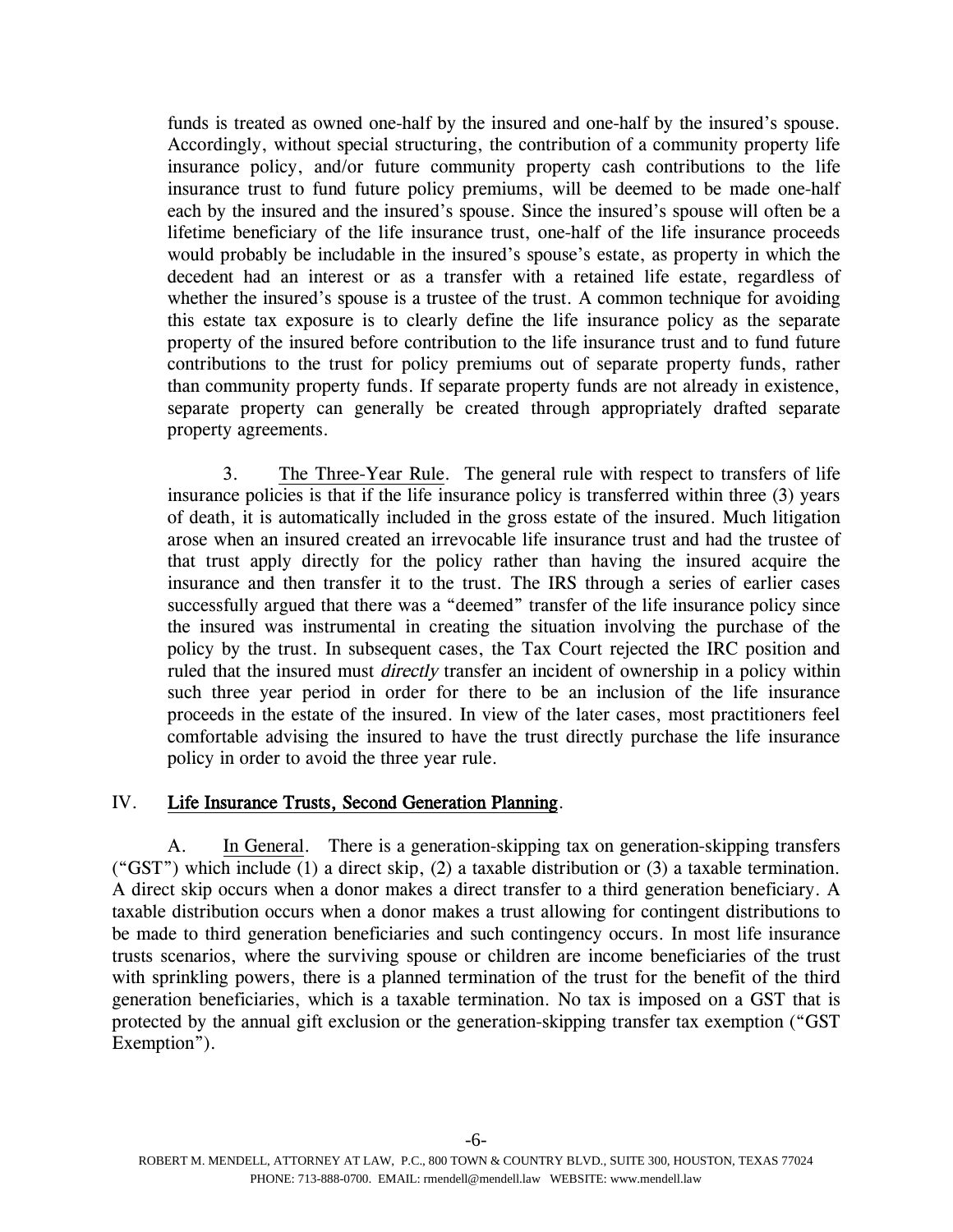funds is treated as owned one-half by the insured and one-half by the insured's spouse. Accordingly, without special structuring, the contribution of a community property life insurance policy, and/or future community property cash contributions to the life insurance trust to fund future policy premiums, will be deemed to be made one-half each by the insured and the insured's spouse. Since the insured's spouse will often be a lifetime beneficiary of the life insurance trust, one-half of the life insurance proceeds would probably be includable in the insured's spouse's estate, as property in which the decedent had an interest or as a transfer with a retained life estate, regardless of whether the insured's spouse is a trustee of the trust. A common technique for avoiding this estate tax exposure is to clearly define the life insurance policy as the separate property of the insured before contribution to the life insurance trust and to fund future contributions to the trust for policy premiums out of separate property funds, rather than community property funds. If separate property funds are not already in existence, separate property can generally be created through appropriately drafted separate property agreements.

3. The Three-Year Rule. The general rule with respect to transfers of life insurance policies is that if the life insurance policy is transferred within three (3) years of death, it is automatically included in the gross estate of the insured. Much litigation arose when an insured created an irrevocable life insurance trust and had the trustee of that trust apply directly for the policy rather than having the insured acquire the insurance and then transfer it to the trust. The IRS through a series of earlier cases successfully argued that there was a "deemed" transfer of the life insurance policy since the insured was instrumental in creating the situation involving the purchase of the policy by the trust. In subsequent cases, the Tax Court rejected the IRC position and ruled that the insured must *directly* transfer an incident of ownership in a policy within such three year period in order for there to be an inclusion of the life insurance proceeds in the estate of the insured. In view of the later cases, most practitioners feel comfortable advising the insured to have the trust directly purchase the life insurance policy in order to avoid the three year rule.

## IV. Life Insurance Trusts, Second Generation Planning.

A. In General. There is a generation-skipping tax on generation-skipping transfers ("GST") which include (1) a direct skip, (2) a taxable distribution or (3) a taxable termination. A direct skip occurs when a donor makes a direct transfer to a third generation beneficiary. A taxable distribution occurs when a donor makes a trust allowing for contingent distributions to be made to third generation beneficiaries and such contingency occurs. In most life insurance trusts scenarios, where the surviving spouse or children are income beneficiaries of the trust with sprinkling powers, there is a planned termination of the trust for the benefit of the third generation beneficiaries, which is a taxable termination. No tax is imposed on a GST that is protected by the annual gift exclusion or the generation-skipping transfer tax exemption ("GST Exemption").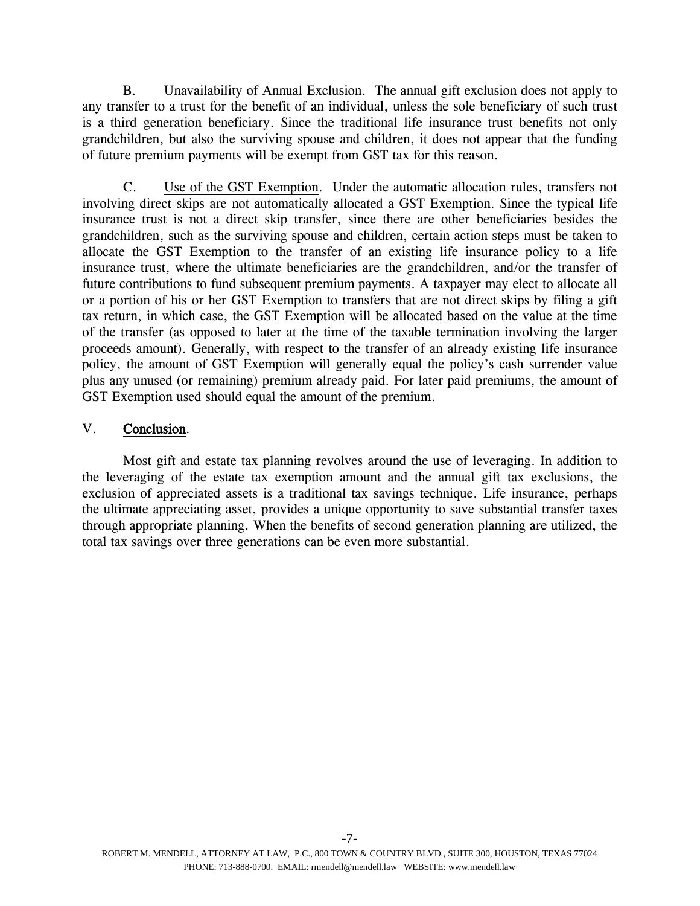B. Unavailability of Annual Exclusion. The annual gift exclusion does not apply to any transfer to a trust for the benefit of an individual, unless the sole beneficiary of such trust is a third generation beneficiary. Since the traditional life insurance trust benefits not only grandchildren, but also the surviving spouse and children, it does not appear that the funding of future premium payments will be exempt from GST tax for this reason.

C. Use of the GST Exemption. Under the automatic allocation rules, transfers not involving direct skips are not automatically allocated a GST Exemption. Since the typical life insurance trust is not a direct skip transfer, since there are other beneficiaries besides the grandchildren, such as the surviving spouse and children, certain action steps must be taken to allocate the GST Exemption to the transfer of an existing life insurance policy to a life insurance trust, where the ultimate beneficiaries are the grandchildren, and/or the transfer of future contributions to fund subsequent premium payments. A taxpayer may elect to allocate all or a portion of his or her GST Exemption to transfers that are not direct skips by filing a gift tax return, in which case, the GST Exemption will be allocated based on the value at the time of the transfer (as opposed to later at the time of the taxable termination involving the larger proceeds amount). Generally, with respect to the transfer of an already existing life insurance policy, the amount of GST Exemption will generally equal the policy's cash surrender value plus any unused (or remaining) premium already paid. For later paid premiums, the amount of GST Exemption used should equal the amount of the premium.

## V. **Conclusion**.

Most gift and estate tax planning revolves around the use of leveraging. In addition to the leveraging of the estate tax exemption amount and the annual gift tax exclusions, the exclusion of appreciated assets is a traditional tax savings technique. Life insurance, perhaps the ultimate appreciating asset, provides a unique opportunity to save substantial transfer taxes through appropriate planning. When the benefits of second generation planning are utilized, the total tax savings over three generations can be even more substantial.